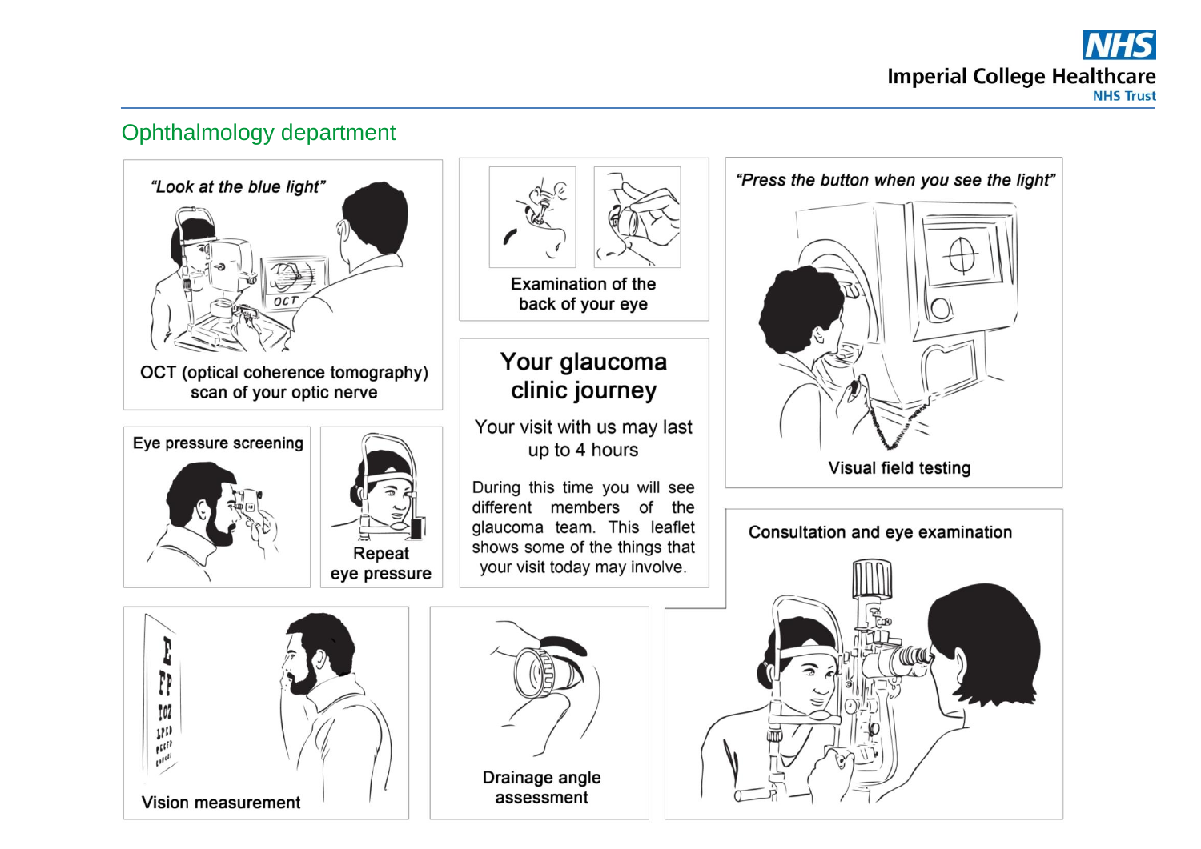NHS

Imperial College Healthcare
NHS Trust

## Ophthalmology department

# Your glaucoma clinic journey

Your visit with us may last up to 4 hours

During this time you will see different members of the glaucoma team. This leaflet shows some of the things that your visit today may involve.

*"Look at the blue light"*

OCT (optical coherence tomography) scan of your optic nerve

Examination of the back of your eye

*"Press the button when you see the light"*

Visual field testing

Eye pressure screening

Repeat eye pressure

Consultation and eye examination

Vision measurement

Drainage angle assessment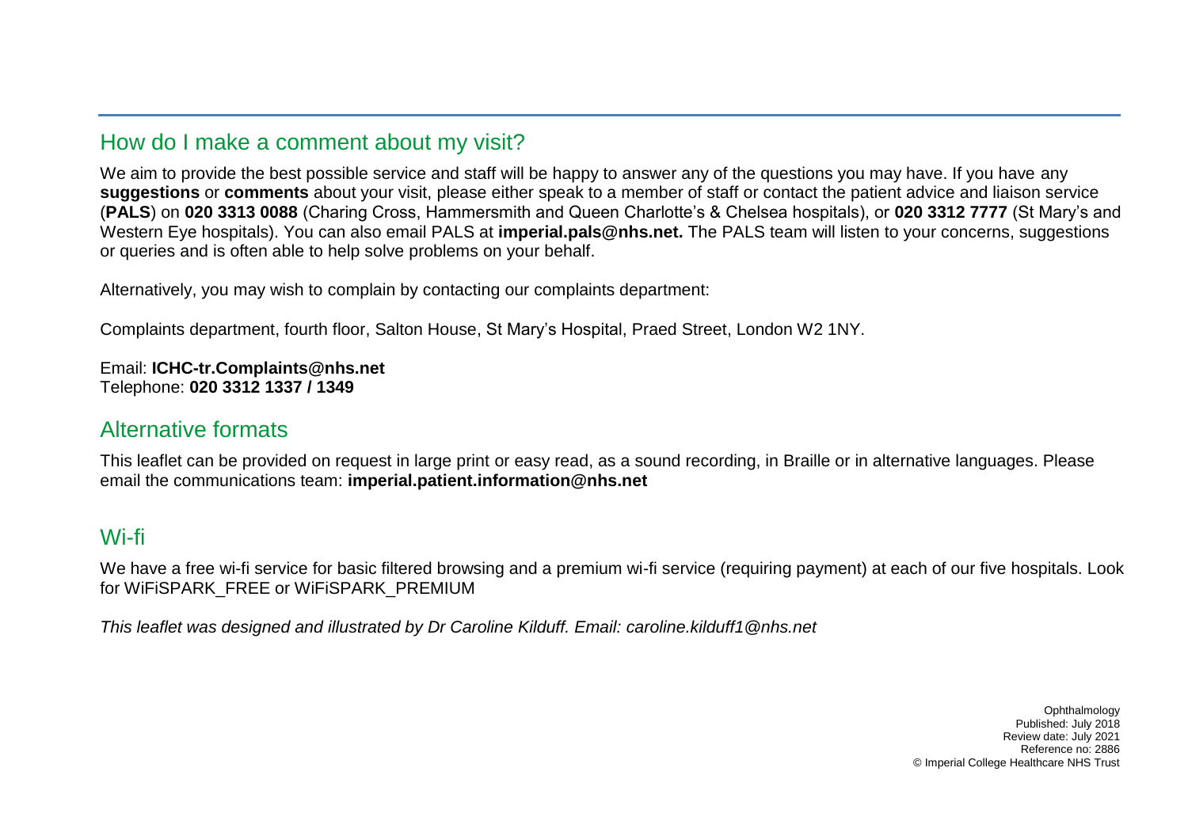## How do I make a comment about my visit?

We aim to provide the best possible service and staff will be happy to answer any of the questions you may have. If you have any **suggestions** or **comments** about your visit, please either speak to a member of staff or contact the patient advice and liaison service (**PALS**) on **020 3313 0088** (Charing Cross, Hammersmith and Queen Charlotte's & Chelsea hospitals), or **020 3312 7777** (St Mary's and Western Eye hospitals). You can also email PALS at **imperial.pals@nhs.net.** The PALS team will listen to your concerns, suggestions or queries and is often able to help solve problems on your behalf.

Alternatively, you may wish to complain by contacting our complaints department:

Complaints department, fourth floor, Salton House, St Mary's Hospital, Praed Street, London W2 1NY.

Email: **ICHC-tr.Complaints@nhs.net**
Telephone: **020 3312 1337 / 1349**

## Alternative formats

This leaflet can be provided on request in large print or easy read, as a sound recording, in Braille or in alternative languages. Please email the communications team: **imperial.patient.information@nhs.net**

## Wi-fi

We have a free wi-fi service for basic filtered browsing and a premium wi-fi service (requiring payment) at each of our five hospitals. Look for WiFiSPARK_FREE or WiFiSPARK_PREMIUM

*This leaflet was designed and illustrated by Dr Caroline Kilduff. Email: caroline.kilduff1@nhs.net*

Ophthalmology
Published: July 2018
Review date: July 2021
Reference no: 2886
© Imperial College Healthcare NHS Trust